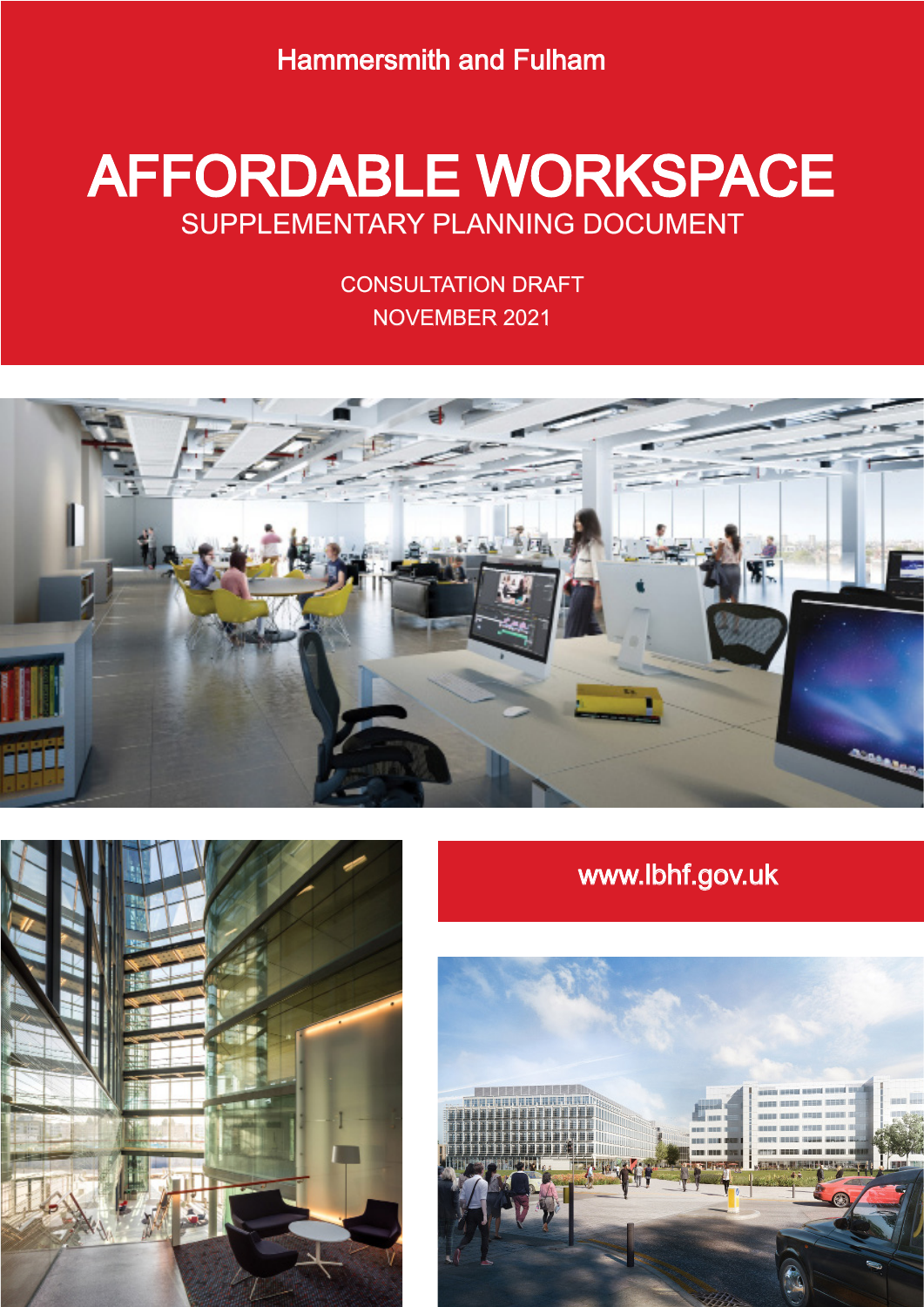Hammersmith and Fulham

# AFFORDABLE WORKSPACE

## SUPPLEMENTARY PLANNING DOCUMENT

CONSULTATION DRAFT

NOVEMBER 2021

www.lbhf.gov.uk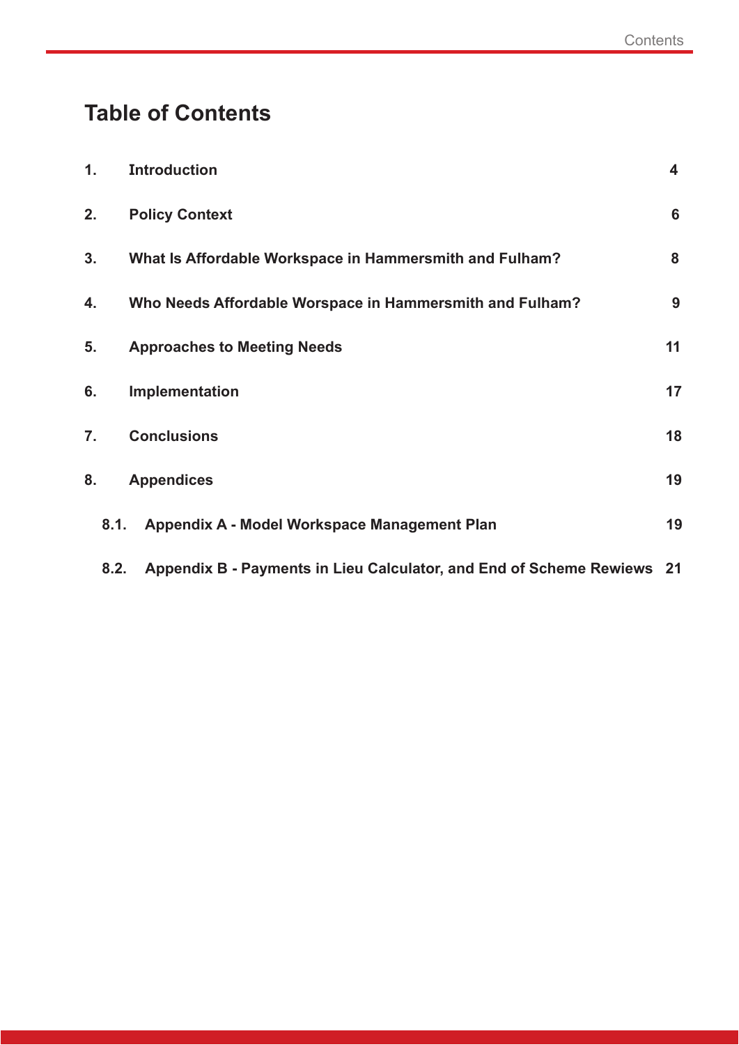# Table of Contents

| | | |
|---|---|---|
| 1. | Introduction | 4 |
| 2. | Policy Context | 6 |
| 3. | What Is Affordable Workspace in Hammersmith and Fulham? | 8 |
| 4. | Who Needs Affordable Worspace in Hammersmith and Fulham? | 9 |
| 5. | Approaches to Meeting Needs | 11 |
| 6. | Implementation | 17 |
| 7. | Conclusions | 18 |
| 8. | Appendices | 19 |
| 8.1. | Appendix A - Model Workspace Management Plan | 19 |
| 8.2. | Appendix B - Payments in Lieu Calculator, and End of Scheme Rewiews | 21 |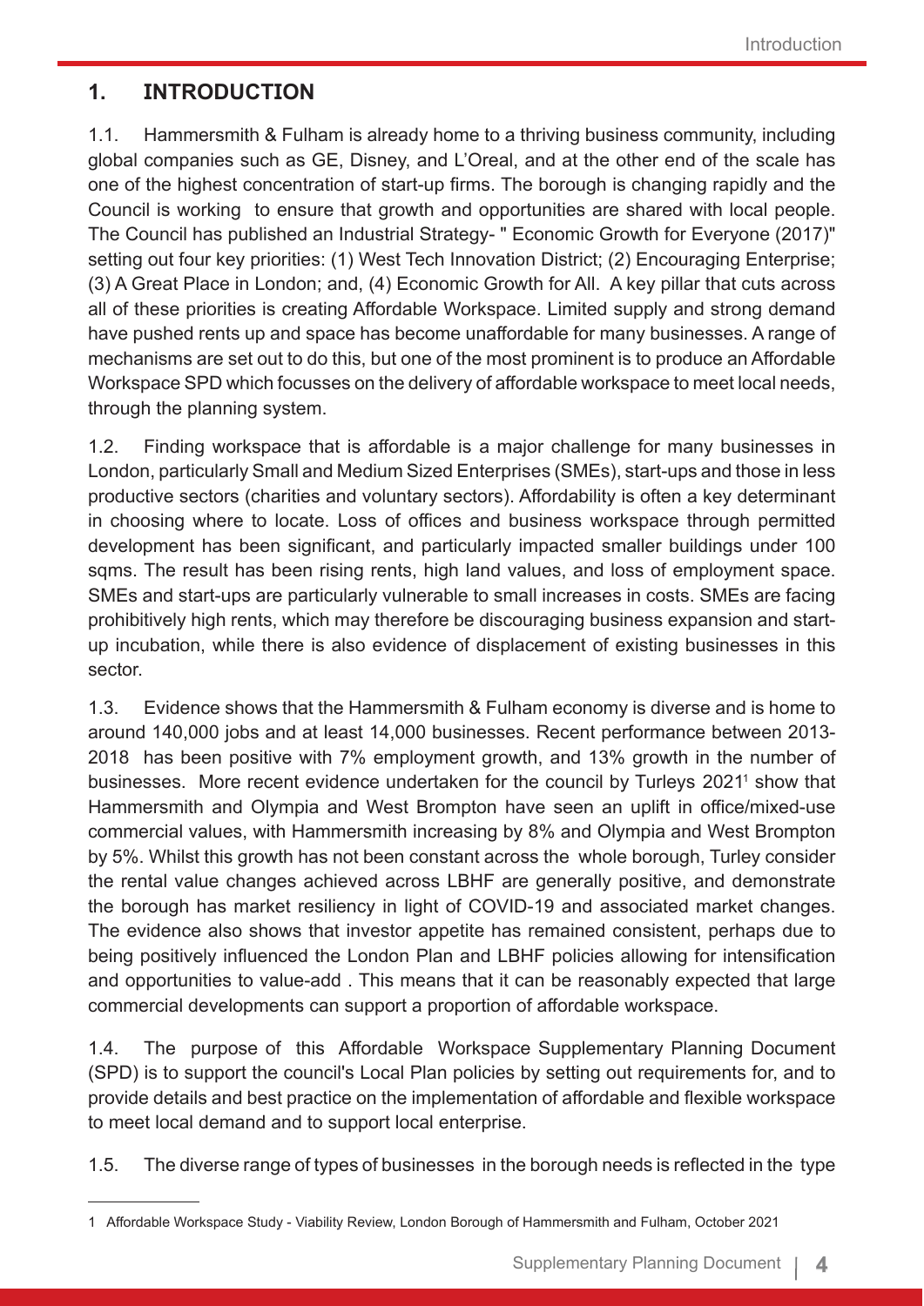# 1. INTRODUCTION

1.1. Hammersmith & Fulham is already home to a thriving business community, including global companies such as GE, Disney, and L'Oreal, and at the other end of the scale has one of the highest concentration of start-up firms. The borough is changing rapidly and the Council is working to ensure that growth and opportunities are shared with local people. The Council has published an Industrial Strategy- " Economic Growth for Everyone (2017)" setting out four key priorities: (1) West Tech Innovation District; (2) Encouraging Enterprise; (3) A Great Place in London; and, (4) Economic Growth for All. A key pillar that cuts across all of these priorities is creating Affordable Workspace. Limited supply and strong demand have pushed rents up and space has become unaffordable for many businesses. A range of mechanisms are set out to do this, but one of the most prominent is to produce an Affordable Workspace SPD which focusses on the delivery of affordable workspace to meet local needs, through the planning system.

1.2. Finding workspace that is affordable is a major challenge for many businesses in London, particularly Small and Medium Sized Enterprises (SMEs), start-ups and those in less productive sectors (charities and voluntary sectors). Affordability is often a key determinant in choosing where to locate. Loss of offices and business workspace through permitted development has been significant, and particularly impacted smaller buildings under 100 sqms. The result has been rising rents, high land values, and loss of employment space. SMEs and start-ups are particularly vulnerable to small increases in costs. SMEs are facing prohibitively high rents, which may therefore be discouraging business expansion and start-up incubation, while there is also evidence of displacement of existing businesses in this sector.

1.3. Evidence shows that the Hammersmith & Fulham economy is diverse and is home to around 140,000 jobs and at least 14,000 businesses. Recent performance between 2013-2018 has been positive with 7% employment growth, and 13% growth in the number of businesses. More recent evidence undertaken for the council by Turleys 2021[1] show that Hammersmith and Olympia and West Brompton have seen an uplift in office/mixed-use commercial values, with Hammersmith increasing by 8% and Olympia and West Brompton by 5%. Whilst this growth has not been constant across the whole borough, Turley consider the rental value changes achieved across LBHF are generally positive, and demonstrate the borough has market resiliency in light of COVID-19 and associated market changes. The evidence also shows that investor appetite has remained consistent, perhaps due to being positively influenced the London Plan and LBHF policies allowing for intensification and opportunities to value-add . This means that it can be reasonably expected that large commercial developments can support a proportion of affordable workspace.

1.4. The purpose of this Affordable Workspace Supplementary Planning Document (SPD) is to support the council's Local Plan policies by setting out requirements for, and to provide details and best practice on the implementation of affordable and flexible workspace to meet local demand and to support local enterprise.

1.5. The diverse range of types of businesses in the borough needs is reflected in the type

---

1 Affordable Workspace Study - Viability Review, London Borough of Hammersmith and Fulham, October 2021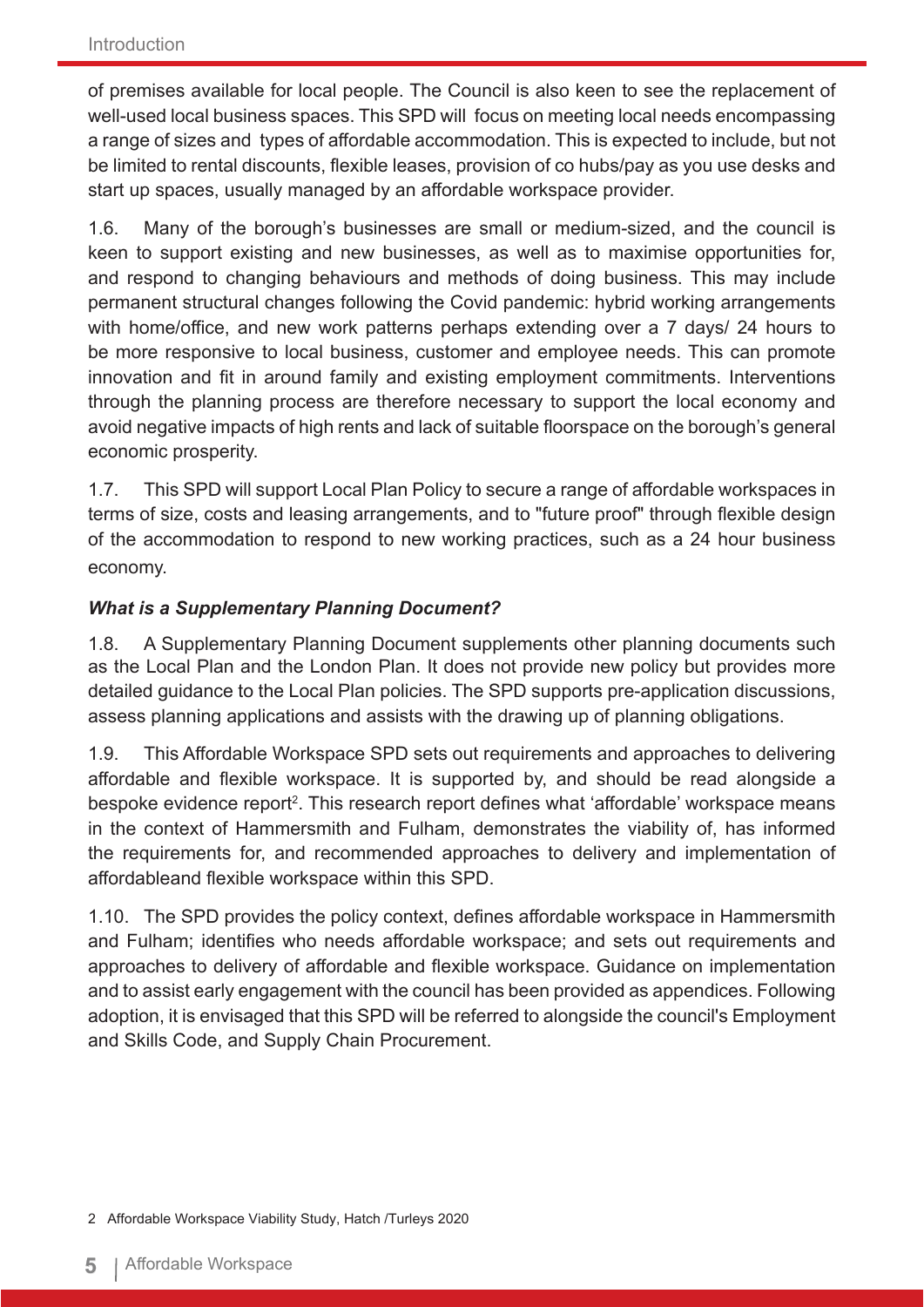of premises available for local people. The Council is also keen to see the replacement of well-used local business spaces. This SPD will focus on meeting local needs encompassing a range of sizes and types of affordable accommodation. This is expected to include, but not be limited to rental discounts, flexible leases, provision of co hubs/pay as you use desks and start up spaces, usually managed by an affordable workspace provider.

1.6. Many of the borough's businesses are small or medium-sized, and the council is keen to support existing and new businesses, as well as to maximise opportunities for, and respond to changing behaviours and methods of doing business. This may include permanent structural changes following the Covid pandemic: hybrid working arrangements with home/office, and new work patterns perhaps extending over a 7 days/ 24 hours to be more responsive to local business, customer and employee needs. This can promote innovation and fit in around family and existing employment commitments. Interventions through the planning process are therefore necessary to support the local economy and avoid negative impacts of high rents and lack of suitable floorspace on the borough's general economic prosperity.

1.7. This SPD will support Local Plan Policy to secure a range of affordable workspaces in terms of size, costs and leasing arrangements, and to "future proof" through flexible design of the accommodation to respond to new working practices, such as a 24 hour business economy.

### *What is a Supplementary Planning Document?*

1.8. A Supplementary Planning Document supplements other planning documents such as the Local Plan and the London Plan. It does not provide new policy but provides more detailed guidance to the Local Plan policies. The SPD supports pre-application discussions, assess planning applications and assists with the drawing up of planning obligations.

1.9. This Affordable Workspace SPD sets out requirements and approaches to delivering affordable and flexible workspace. It is supported by, and should be read alongside a bespoke evidence report[2]. This research report defines what 'affordable' workspace means in the context of Hammersmith and Fulham, demonstrates the viability of, has informed the requirements for, and recommended approaches to delivery and implementation of affordableand flexible workspace within this SPD.

1.10. The SPD provides the policy context, defines affordable workspace in Hammersmith and Fulham; identifies who needs affordable workspace; and sets out requirements and approaches to delivery of affordable and flexible workspace. Guidance on implementation and to assist early engagement with the council has been provided as appendices. Following adoption, it is envisaged that this SPD will be referred to alongside the council's Employment and Skills Code, and Supply Chain Procurement.

2 Affordable Workspace Viability Study, Hatch /Turleys 2020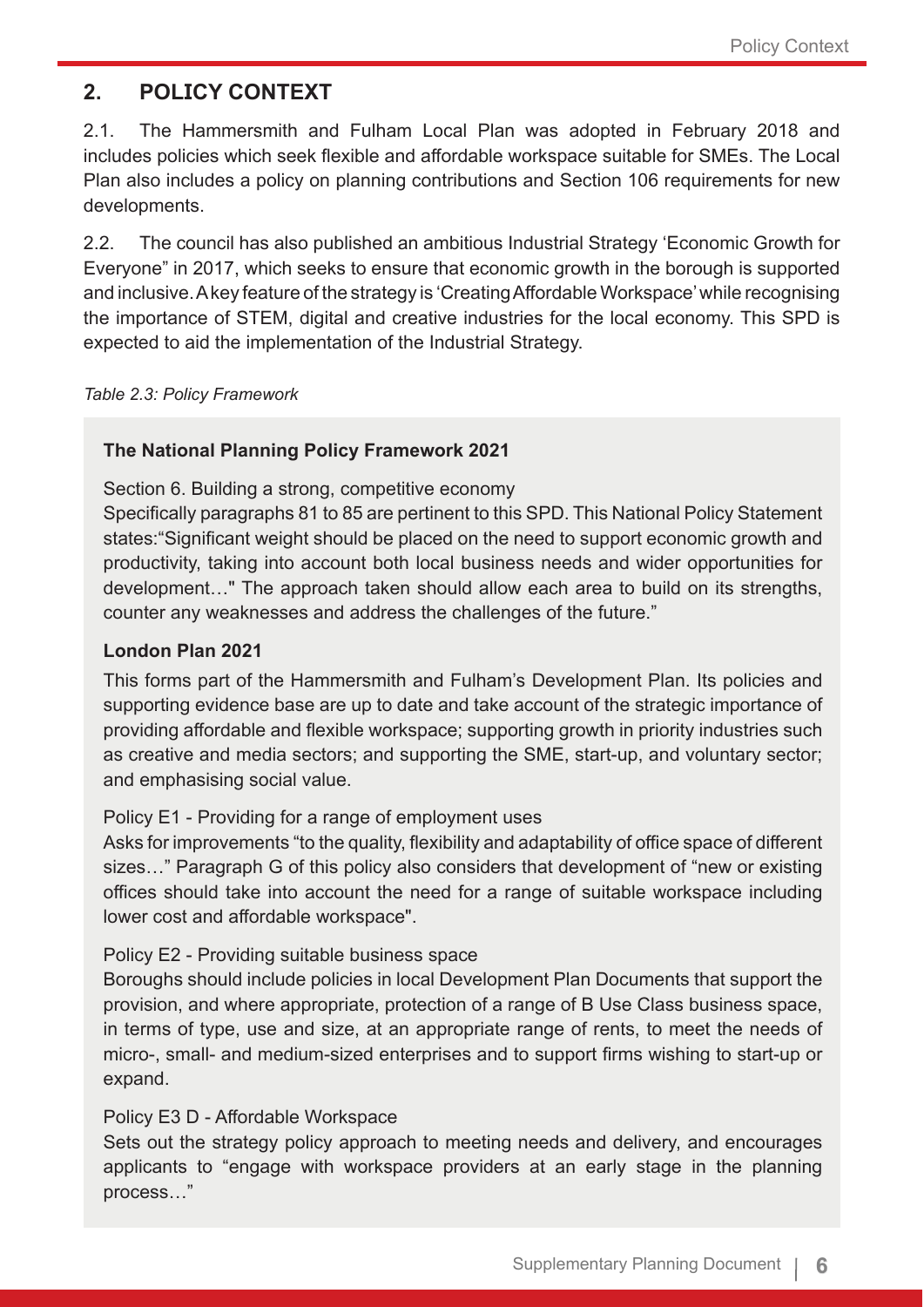## 2. POLICY CONTEXT

2.1. The Hammersmith and Fulham Local Plan was adopted in February 2018 and includes policies which seek flexible and affordable workspace suitable for SMEs. The Local Plan also includes a policy on planning contributions and Section 106 requirements for new developments.

2.2. The council has also published an ambitious Industrial Strategy 'Economic Growth for Everyone" in 2017, which seeks to ensure that economic growth in the borough is supported and inclusive. A key feature of the strategy is 'Creating Affordable Workspace' while recognising the importance of STEM, digital and creative industries for the local economy. This SPD is expected to aid the implementation of the Industrial Strategy.

*Table 2.3: Policy Framework*

**The National Planning Policy Framework 2021**

Section 6. Building a strong, competitive economy

Specifically paragraphs 81 to 85 are pertinent to this SPD. This National Policy Statement states:"Significant weight should be placed on the need to support economic growth and productivity, taking into account both local business needs and wider opportunities for development…" The approach taken should allow each area to build on its strengths, counter any weaknesses and address the challenges of the future."

**London Plan 2021**

This forms part of the Hammersmith and Fulham's Development Plan. Its policies and supporting evidence base are up to date and take account of the strategic importance of providing affordable and flexible workspace; supporting growth in priority industries such as creative and media sectors; and supporting the SME, start-up, and voluntary sector; and emphasising social value.

Policy E1 - Providing for a range of employment uses

Asks for improvements "to the quality, flexibility and adaptability of office space of different sizes…" Paragraph G of this policy also considers that development of "new or existing offices should take into account the need for a range of suitable workspace including lower cost and affordable workspace".

Policy E2 - Providing suitable business space

Boroughs should include policies in local Development Plan Documents that support the provision, and where appropriate, protection of a range of B Use Class business space, in terms of type, use and size, at an appropriate range of rents, to meet the needs of micro-, small- and medium-sized enterprises and to support firms wishing to start-up or expand.

Policy E3 D - Affordable Workspace

Sets out the strategy policy approach to meeting needs and delivery, and encourages applicants to "engage with workspace providers at an early stage in the planning process…"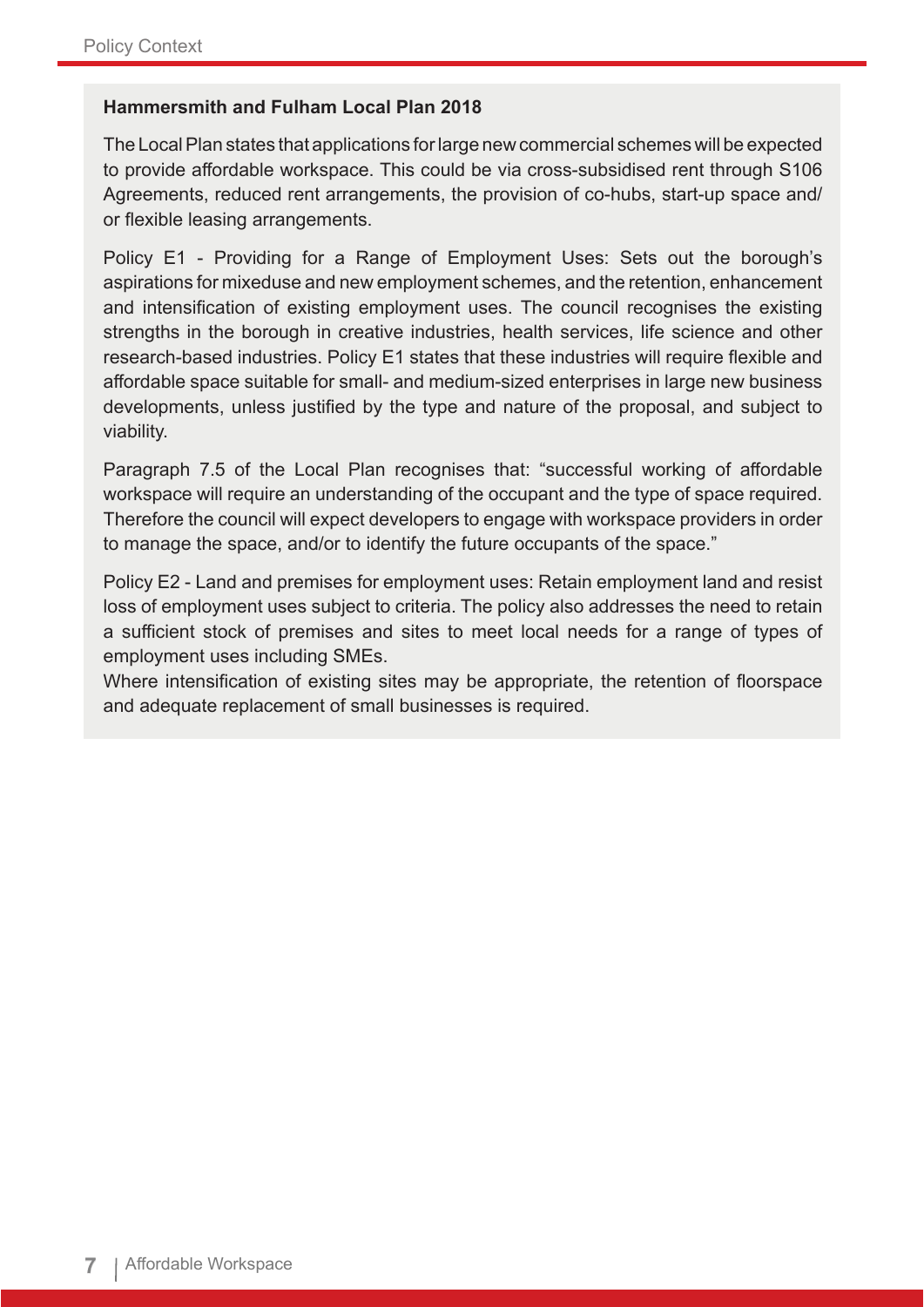**Hammersmith and Fulham Local Plan 2018**

The Local Plan states that applications for large new commercial schemes will be expected to provide affordable workspace. This could be via cross-subsidised rent through S106 Agreements, reduced rent arrangements, the provision of co-hubs, start-up space and/or flexible leasing arrangements.

Policy E1 - Providing for a Range of Employment Uses: Sets out the borough's aspirations for mixeduse and new employment schemes, and the retention, enhancement and intensification of existing employment uses. The council recognises the existing strengths in the borough in creative industries, health services, life science and other research-based industries. Policy E1 states that these industries will require flexible and affordable space suitable for small- and medium-sized enterprises in large new business developments, unless justified by the type and nature of the proposal, and subject to viability.

Paragraph 7.5 of the Local Plan recognises that: "successful working of affordable workspace will require an understanding of the occupant and the type of space required. Therefore the council will expect developers to engage with workspace providers in order to manage the space, and/or to identify the future occupants of the space."

Policy E2 - Land and premises for employment uses: Retain employment land and resist loss of employment uses subject to criteria. The policy also addresses the need to retain a sufficient stock of premises and sites to meet local needs for a range of types of employment uses including SMEs.
Where intensification of existing sites may be appropriate, the retention of floorspace and adequate replacement of small businesses is required.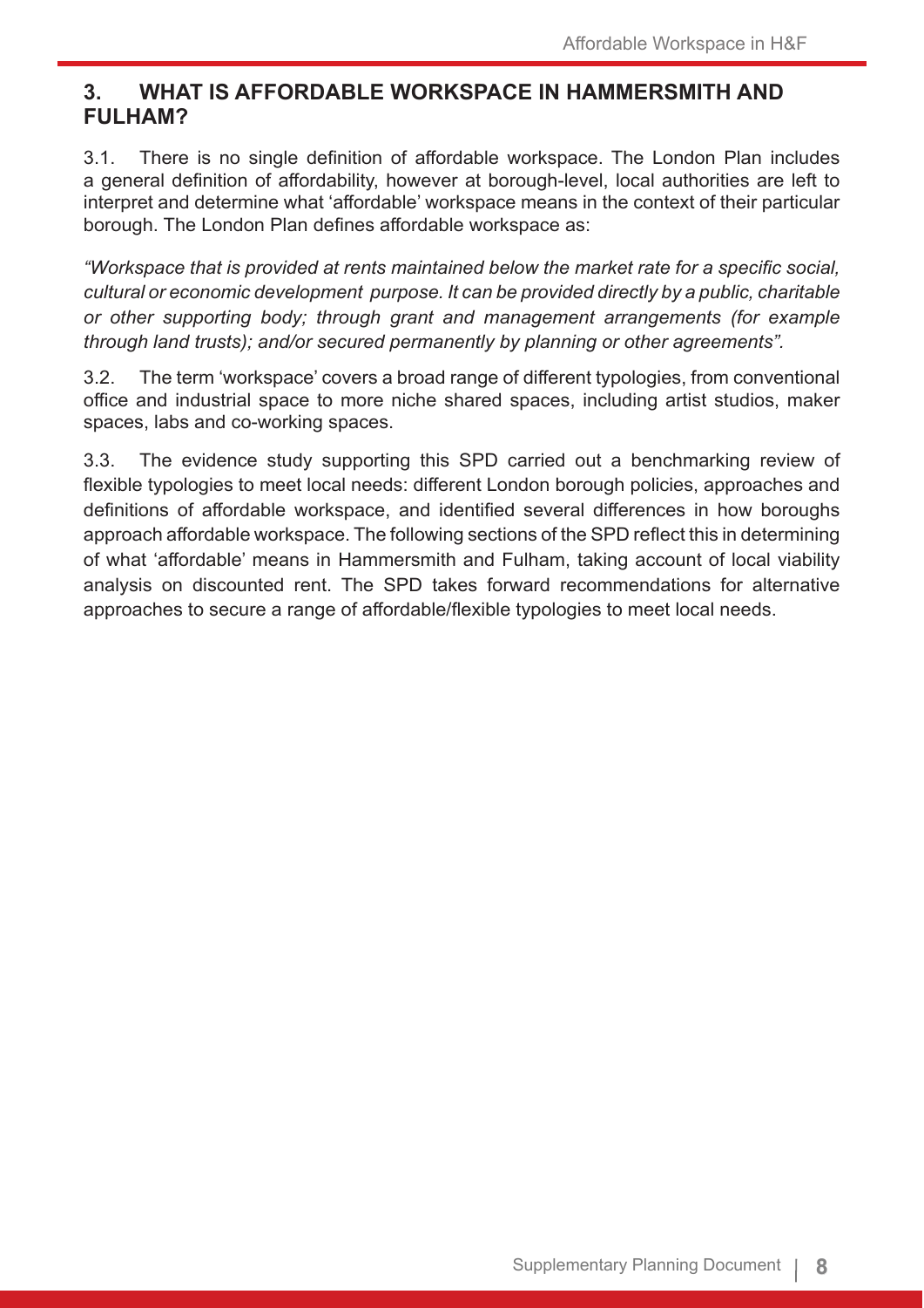## 3. WHAT IS AFFORDABLE WORKSPACE IN HAMMERSMITH AND FULHAM?

3.1. There is no single definition of affordable workspace. The London Plan includes a general definition of affordability, however at borough-level, local authorities are left to interpret and determine what 'affordable' workspace means in the context of their particular borough. The London Plan defines affordable workspace as:

*"Workspace that is provided at rents maintained below the market rate for a specific social, cultural or economic development purpose. It can be provided directly by a public, charitable or other supporting body; through grant and management arrangements (for example through land trusts); and/or secured permanently by planning or other agreements".*

3.2. The term 'workspace' covers a broad range of different typologies, from conventional office and industrial space to more niche shared spaces, including artist studios, maker spaces, labs and co-working spaces.

3.3. The evidence study supporting this SPD carried out a benchmarking review of flexible typologies to meet local needs: different London borough policies, approaches and definitions of affordable workspace, and identified several differences in how boroughs approach affordable workspace. The following sections of the SPD reflect this in determining of what 'affordable' means in Hammersmith and Fulham, taking account of local viability analysis on discounted rent. The SPD takes forward recommendations for alternative approaches to secure a range of affordable/flexible typologies to meet local needs.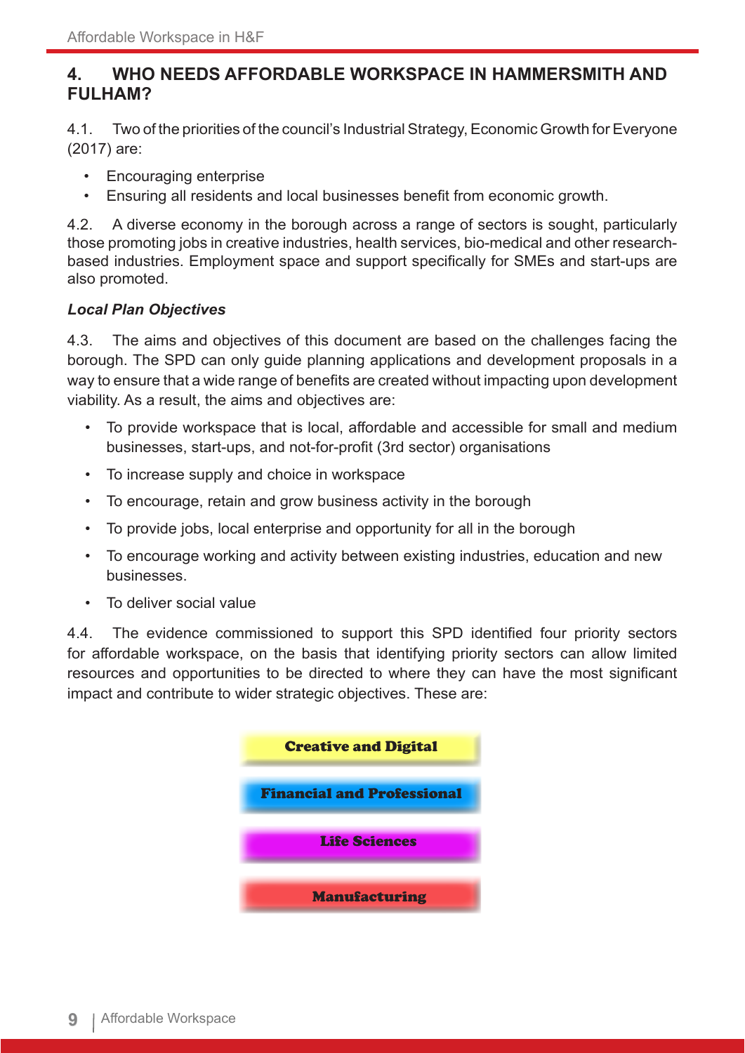## 4. WHO NEEDS AFFORDABLE WORKSPACE IN HAMMERSMITH AND FULHAM?

4.1. Two of the priorities of the council's Industrial Strategy, Economic Growth for Everyone (2017) are:

- Encouraging enterprise
- Ensuring all residents and local businesses benefit from economic growth.

4.2. A diverse economy in the borough across a range of sectors is sought, particularly those promoting jobs in creative industries, health services, bio-medical and other research-based industries. Employment space and support specifically for SMEs and start-ups are also promoted.

***Local Plan Objectives***

4.3. The aims and objectives of this document are based on the challenges facing the borough. The SPD can only guide planning applications and development proposals in a way to ensure that a wide range of benefits are created without impacting upon development viability. As a result, the aims and objectives are:

- To provide workspace that is local, affordable and accessible for small and medium businesses, start-ups, and not-for-profit (3rd sector) organisations
- To increase supply and choice in workspace
- To encourage, retain and grow business activity in the borough
- To provide jobs, local enterprise and opportunity for all in the borough
- To encourage working and activity between existing industries, education and new businesses.
- To deliver social value

4.4. The evidence commissioned to support this SPD identified four priority sectors for affordable workspace, on the basis that identifying priority sectors can allow limited resources and opportunities to be directed to where they can have the most significant impact and contribute to wider strategic objectives. These are:

**Creative and Digital**

**Financial and Professional**

**Life Sciences**

**Manufacturing**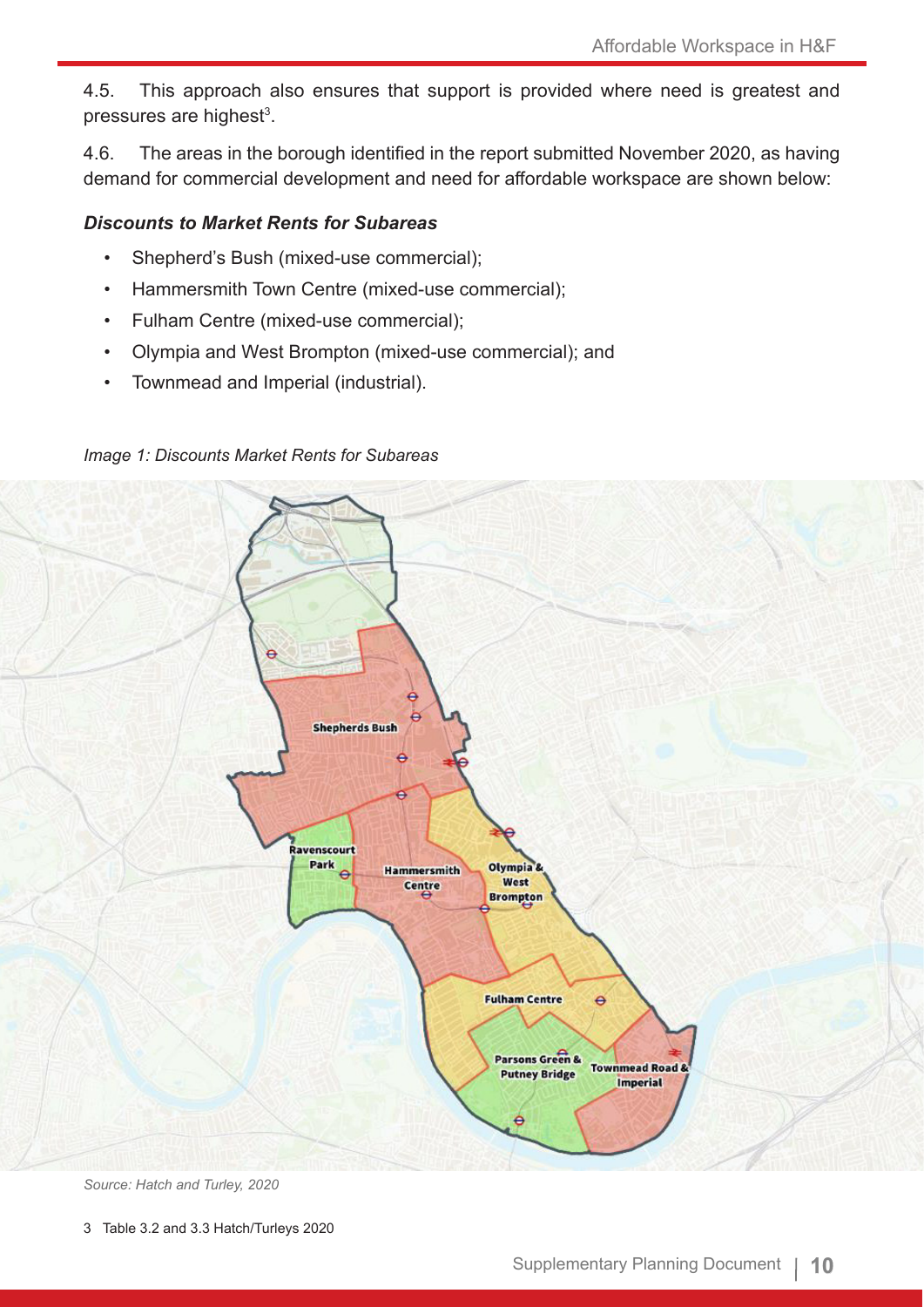4.5. This approach also ensures that support is provided where need is greatest and pressures are highest[3].

4.6. The areas in the borough identified in the report submitted November 2020, as having demand for commercial development and need for affordable workspace are shown below:

***Discounts to Market Rents for Subareas***

- Shepherd's Bush (mixed-use commercial);
- Hammersmith Town Centre (mixed-use commercial);
- Fulham Centre (mixed-use commercial);
- Olympia and West Brompton (mixed-use commercial); and
- Townmead and Imperial (industrial).

*Image 1: Discounts Market Rents for Subareas*

*Source: Hatch and Turley, 2020*

3 Table 3.2 and 3.3 Hatch/Turleys 2020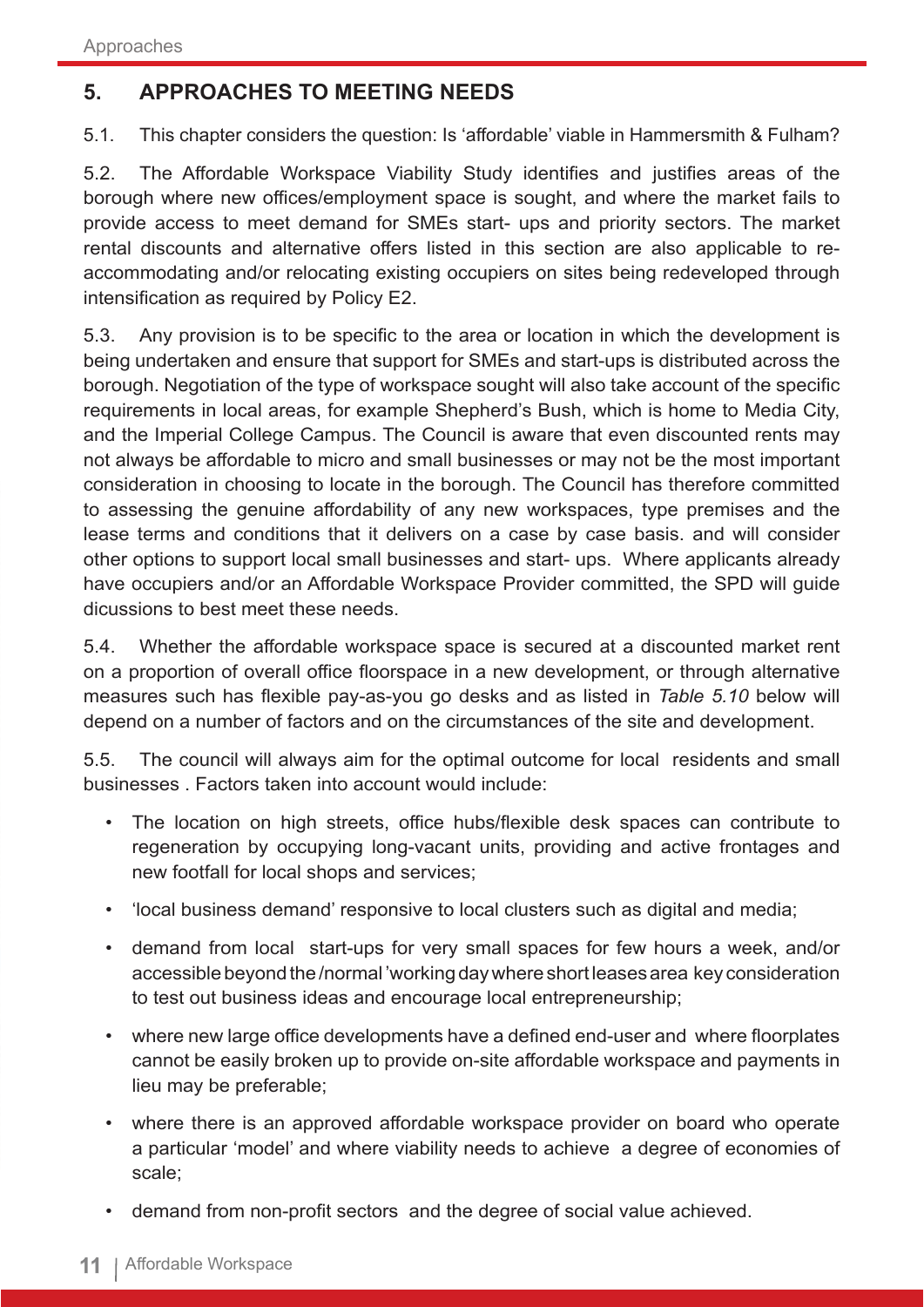## 5. APPROACHES TO MEETING NEEDS

5.1. This chapter considers the question: Is 'affordable' viable in Hammersmith & Fulham?

5.2. The Affordable Workspace Viability Study identifies and justifies areas of the borough where new offices/employment space is sought, and where the market fails to provide access to meet demand for SMEs start- ups and priority sectors. The market rental discounts and alternative offers listed in this section are also applicable to re-accommodating and/or relocating existing occupiers on sites being redeveloped through intensification as required by Policy E2.

5.3. Any provision is to be specific to the area or location in which the development is being undertaken and ensure that support for SMEs and start-ups is distributed across the borough. Negotiation of the type of workspace sought will also take account of the specific requirements in local areas, for example Shepherd's Bush, which is home to Media City, and the Imperial College Campus. The Council is aware that even discounted rents may not always be affordable to micro and small businesses or may not be the most important consideration in choosing to locate in the borough. The Council has therefore committed to assessing the genuine affordability of any new workspaces, type premises and the lease terms and conditions that it delivers on a case by case basis. and will consider other options to support local small businesses and start- ups. Where applicants already have occupiers and/or an Affordable Workspace Provider committed, the SPD will guide dicussions to best meet these needs.

5.4. Whether the affordable workspace space is secured at a discounted market rent on a proportion of overall office floorspace in a new development, or through alternative measures such has flexible pay-as-you go desks and as listed in *Table 5.10* below will depend on a number of factors and on the circumstances of the site and development.

5.5. The council will always aim for the optimal outcome for local residents and small businesses . Factors taken into account would include:

- The location on high streets, office hubs/flexible desk spaces can contribute to regeneration by occupying long-vacant units, providing and active frontages and new footfall for local shops and services;
- 'local business demand' responsive to local clusters such as digital and media;
- demand from local start-ups for very small spaces for few hours a week, and/or accessible beyond the /normal 'working day where short leases area key consideration to test out business ideas and encourage local entrepreneurship;
- where new large office developments have a defined end-user and where floorplates cannot be easily broken up to provide on-site affordable workspace and payments in lieu may be preferable;
- where there is an approved affordable workspace provider on board who operate a particular 'model' and where viability needs to achieve a degree of economies of scale;
- demand from non-profit sectors and the degree of social value achieved.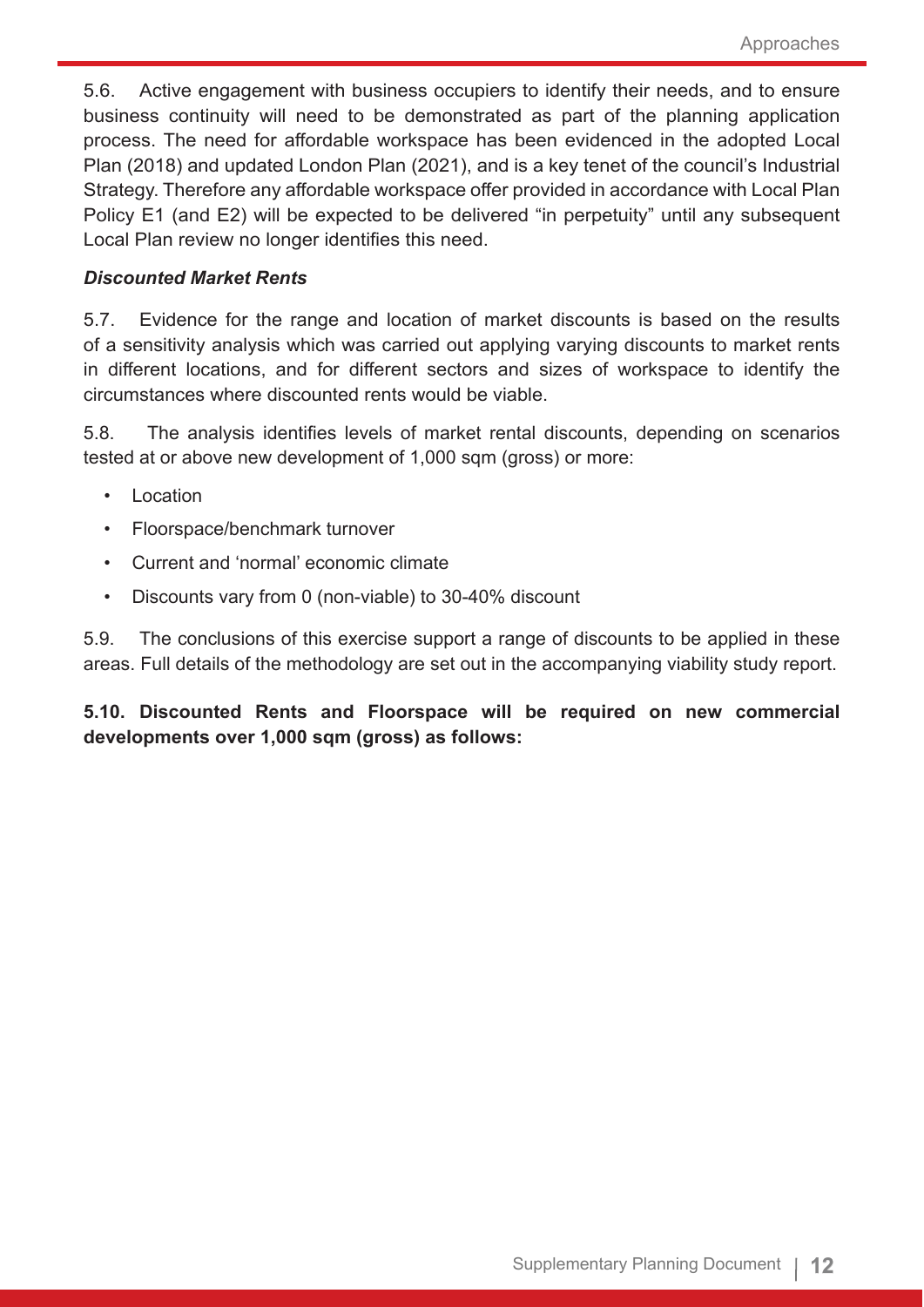5.6. Active engagement with business occupiers to identify their needs, and to ensure business continuity will need to be demonstrated as part of the planning application process. The need for affordable workspace has been evidenced in the adopted Local Plan (2018) and updated London Plan (2021), and is a key tenet of the council's Industrial Strategy. Therefore any affordable workspace offer provided in accordance with Local Plan Policy E1 (and E2) will be expected to be delivered "in perpetuity" until any subsequent Local Plan review no longer identifies this need.

***Discounted Market Rents***

5.7. Evidence for the range and location of market discounts is based on the results of a sensitivity analysis which was carried out applying varying discounts to market rents in different locations, and for different sectors and sizes of workspace to identify the circumstances where discounted rents would be viable.

5.8. The analysis identifies levels of market rental discounts, depending on scenarios tested at or above new development of 1,000 sqm (gross) or more:

- Location
- Floorspace/benchmark turnover
- Current and 'normal' economic climate
- Discounts vary from 0 (non-viable) to 30-40% discount

5.9. The conclusions of this exercise support a range of discounts to be applied in these areas. Full details of the methodology are set out in the accompanying viability study report.

**5.10. Discounted Rents and Floorspace will be required on new commercial developments over 1,000 sqm (gross) as follows:**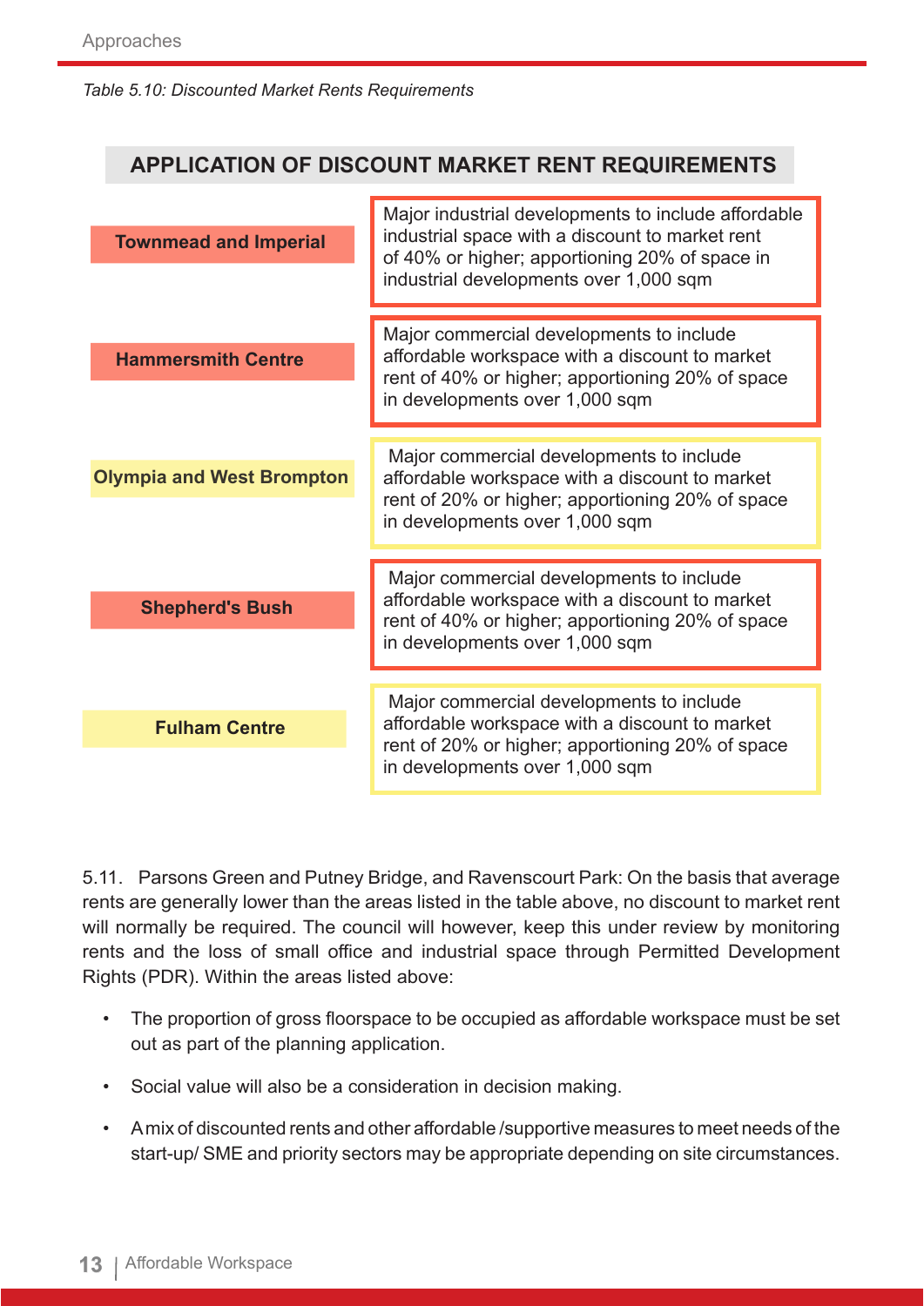*Table 5.10: Discounted Market Rents Requirements*

| APPLICATION OF DISCOUNT MARKET RENT REQUIREMENTS | |
|---|---|
| **Townmead and Imperial** | Major industrial developments to include affordable industrial space with a discount to market rent of 40% or higher; apportioning 20% of space in industrial developments over 1,000 sqm |
| **Hammersmith Centre** | Major commercial developments to include affordable workspace with a discount to market rent of 40% or higher; apportioning 20% of space in developments over 1,000 sqm |
| **Olympia and West Brompton** | Major commercial developments to include affordable workspace with a discount to market rent of 20% or higher; apportioning 20% of space in developments over 1,000 sqm |
| **Shepherd's Bush** | Major commercial developments to include affordable workspace with a discount to market rent of 40% or higher; apportioning 20% of space in developments over 1,000 sqm |
| **Fulham Centre** | Major commercial developments to include affordable workspace with a discount to market rent of 20% or higher; apportioning 20% of space in developments over 1,000 sqm |

5.11. Parsons Green and Putney Bridge, and Ravenscourt Park: On the basis that average rents are generally lower than the areas listed in the table above, no discount to market rent will normally be required. The council will however, keep this under review by monitoring rents and the loss of small office and industrial space through Permitted Development Rights (PDR). Within the areas listed above:

- The proportion of gross floorspace to be occupied as affordable workspace must be set out as part of the planning application.
- Social value will also be a consideration in decision making.
- A mix of discounted rents and other affordable /supportive measures to meet needs of the start-up/ SME and priority sectors may be appropriate depending on site circumstances.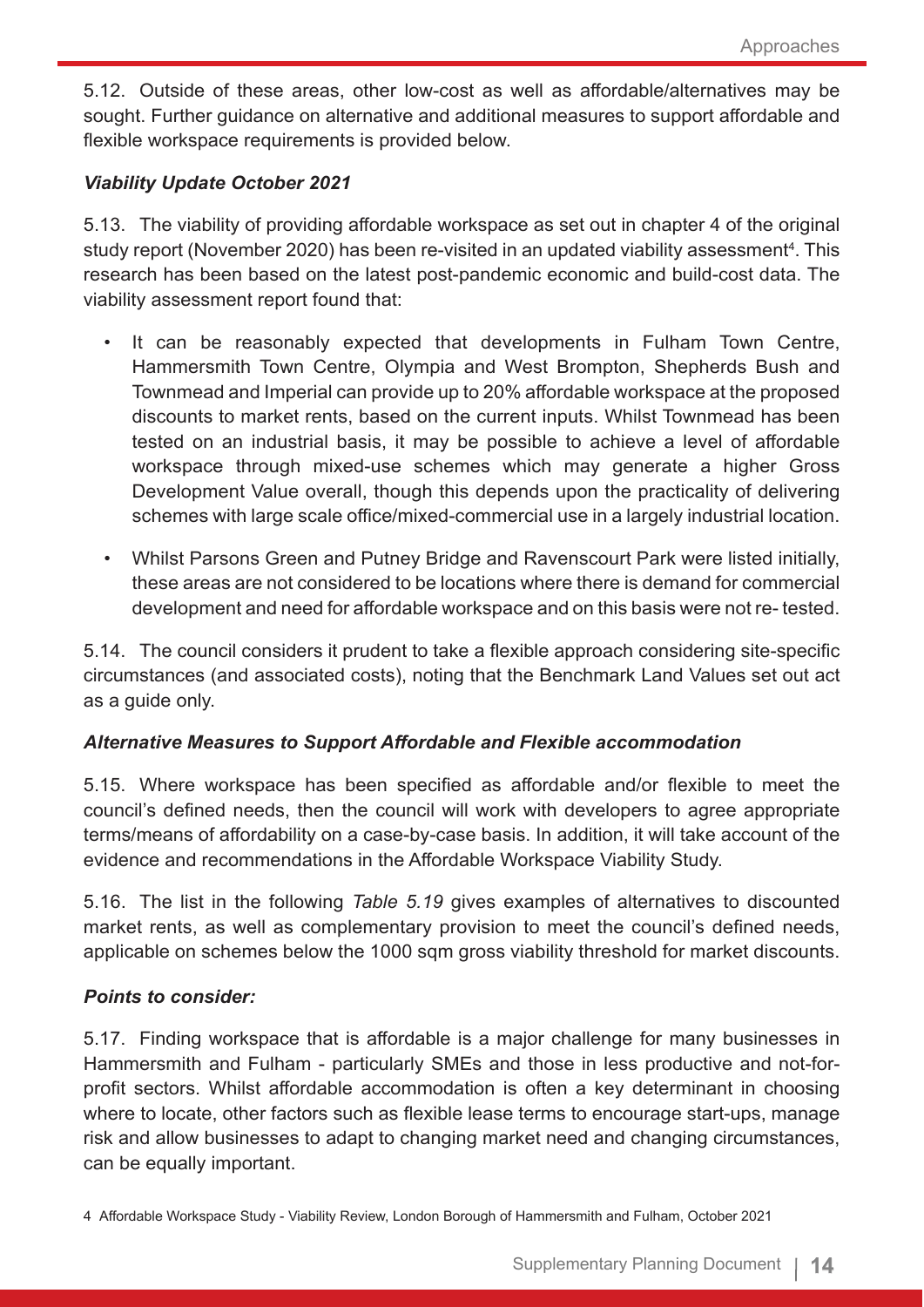5.12. Outside of these areas, other low-cost as well as affordable/alternatives may be sought. Further guidance on alternative and additional measures to support affordable and flexible workspace requirements is provided below.

***Viability Update October 2021***

5.13. The viability of providing affordable workspace as set out in chapter 4 of the original study report (November 2020) has been re-visited in an updated viability assessment[4]. This research has been based on the latest post-pandemic economic and build-cost data. The viability assessment report found that:

- It can be reasonably expected that developments in Fulham Town Centre, Hammersmith Town Centre, Olympia and West Brompton, Shepherds Bush and Townmead and Imperial can provide up to 20% affordable workspace at the proposed discounts to market rents, based on the current inputs. Whilst Townmead has been tested on an industrial basis, it may be possible to achieve a level of affordable workspace through mixed-use schemes which may generate a higher Gross Development Value overall, though this depends upon the practicality of delivering schemes with large scale office/mixed-commercial use in a largely industrial location.
- Whilst Parsons Green and Putney Bridge and Ravenscourt Park were listed initially, these areas are not considered to be locations where there is demand for commercial development and need for affordable workspace and on this basis were not re- tested.

5.14. The council considers it prudent to take a flexible approach considering site-specific circumstances (and associated costs), noting that the Benchmark Land Values set out act as a guide only.

***Alternative Measures to Support Affordable and Flexible accommodation***

5.15. Where workspace has been specified as affordable and/or flexible to meet the council's defined needs, then the council will work with developers to agree appropriate terms/means of affordability on a case-by-case basis. In addition, it will take account of the evidence and recommendations in the Affordable Workspace Viability Study.

5.16. The list in the following *Table 5.19* gives examples of alternatives to discounted market rents, as well as complementary provision to meet the council's defined needs, applicable on schemes below the 1000 sqm gross viability threshold for market discounts.

***Points to consider:***

5.17. Finding workspace that is affordable is a major challenge for many businesses in Hammersmith and Fulham - particularly SMEs and those in less productive and not-for-profit sectors. Whilst affordable accommodation is often a key determinant in choosing where to locate, other factors such as flexible lease terms to encourage start-ups, manage risk and allow businesses to adapt to changing market need and changing circumstances, can be equally important.

4 Affordable Workspace Study - Viability Review, London Borough of Hammersmith and Fulham, October 2021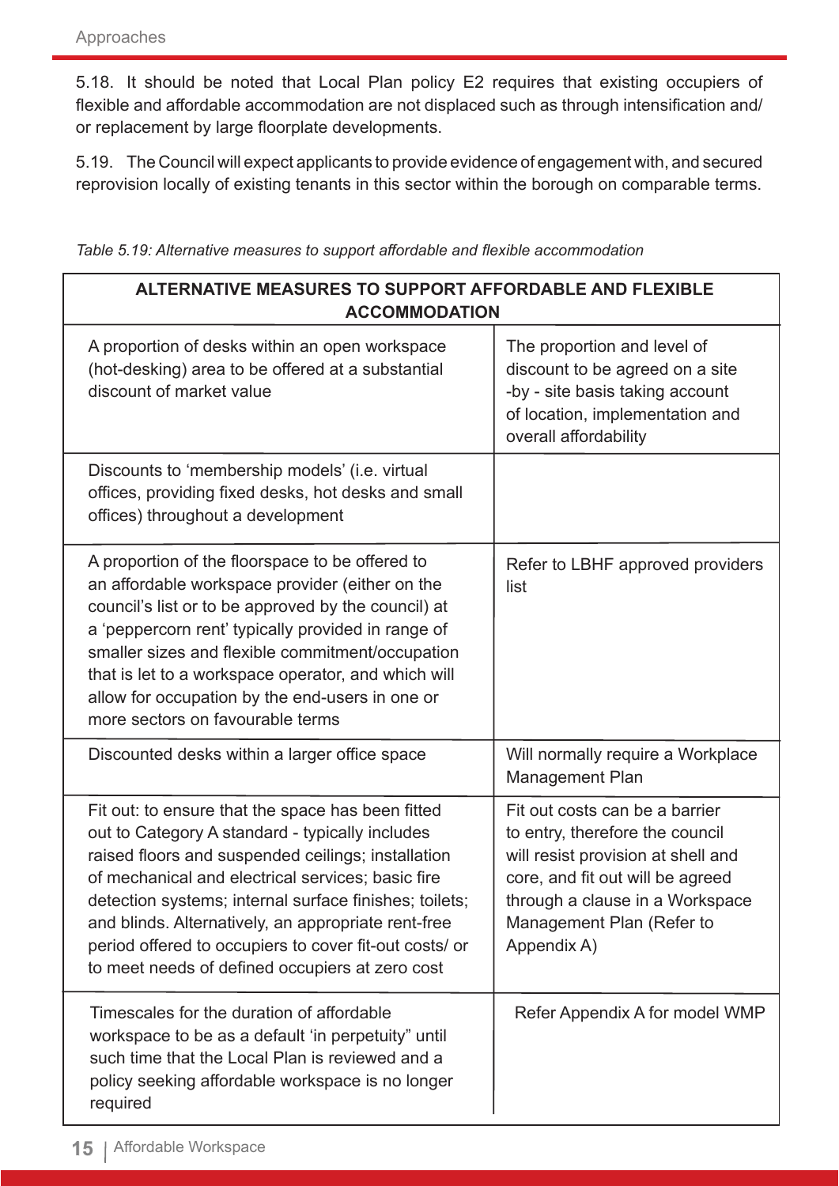5.18. It should be noted that Local Plan policy E2 requires that existing occupiers of flexible and affordable accommodation are not displaced such as through intensification and/ or replacement by large floorplate developments.

5.19. The Council will expect applicants to provide evidence of engagement with, and secured reprovision locally of existing tenants in this sector within the borough on comparable terms.

*Table 5.19: Alternative measures to support affordable and flexible accommodation*

| **ALTERNATIVE MEASURES TO SUPPORT AFFORDABLE AND FLEXIBLE ACCOMMODATION** | |
|---|---|
| A proportion of desks within an open workspace (hot-desking) area to be offered at a substantial discount of market value | The proportion and level of discount to be agreed on a site -by - site basis taking account of location, implementation and overall affordability |
| Discounts to 'membership models' (i.e. virtual offices, providing fixed desks, hot desks and small offices) throughout a development | |
| A proportion of the floorspace to be offered to an affordable workspace provider (either on the council's list or to be approved by the council) at a 'peppercorn rent' typically provided in range of smaller sizes and flexible commitment/occupation that is let to a workspace operator, and which will allow for occupation by the end-users in one or more sectors on favourable terms | Refer to LBHF approved providers list |
| Discounted desks within a larger office space | Will normally require a Workplace Management Plan |
| Fit out: to ensure that the space has been fitted out to Category A standard - typically includes raised floors and suspended ceilings; installation of mechanical and electrical services; basic fire detection systems; internal surface finishes; toilets; and blinds. Alternatively, an appropriate rent-free period offered to occupiers to cover fit-out costs/ or to meet needs of defined occupiers at zero cost | Fit out costs can be a barrier to entry, therefore the council will resist provision at shell and core, and fit out will be agreed through a clause in a Workspace Management Plan (Refer to Appendix A) |
| Timescales for the duration of affordable workspace to be as a default 'in perpetuity" until such time that the Local Plan is reviewed and a policy seeking affordable workspace is no longer required | Refer Appendix A for model WMP |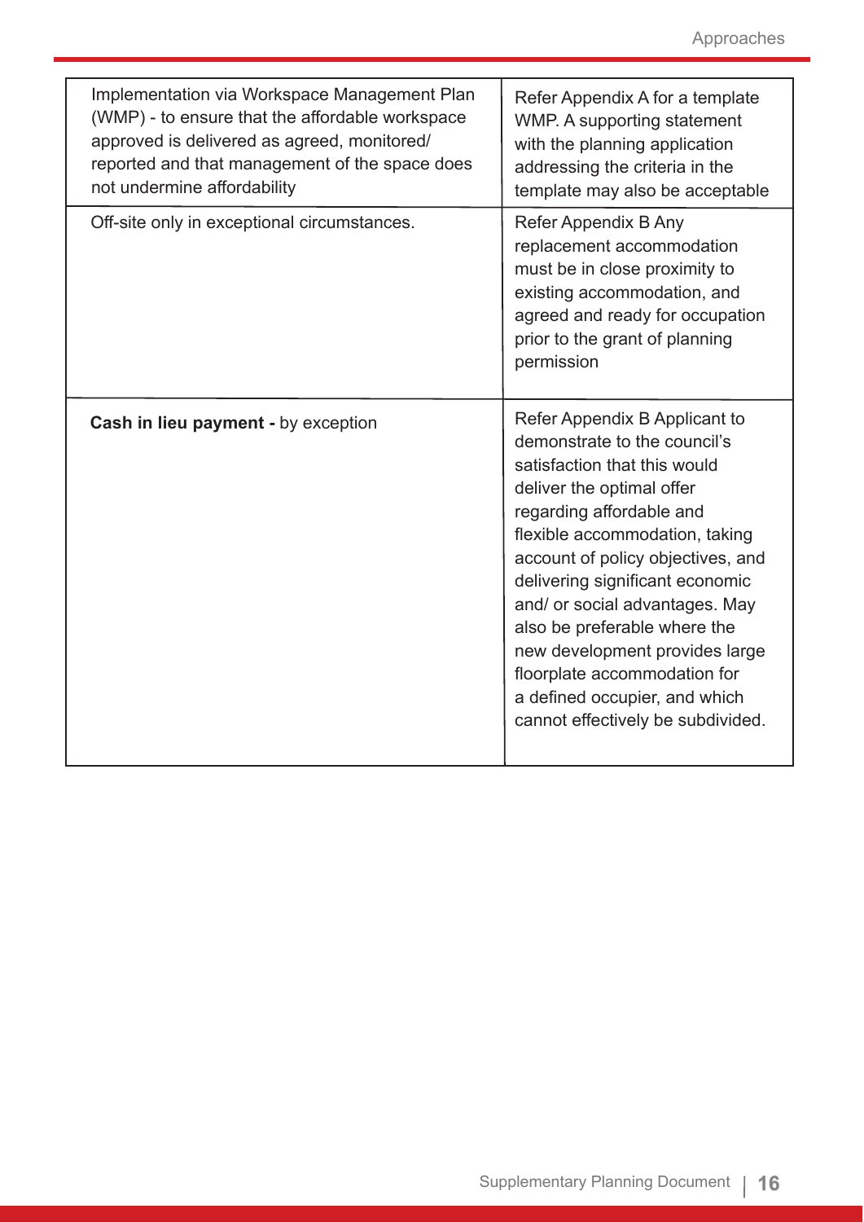| | |
|---|---|
| Implementation via Workspace Management Plan (WMP) - to ensure that the affordable workspace approved is delivered as agreed, monitored/ reported and that management of the space does not undermine affordability | Refer Appendix A for a template WMP. A supporting statement with the planning application addressing the criteria in the template may also be acceptable |
| Off-site only in exceptional circumstances. | Refer Appendix B Any replacement accommodation must be in close proximity to existing accommodation, and agreed and ready for occupation prior to the grant of planning permission |
| **Cash in lieu payment -** by exception | Refer Appendix B Applicant to demonstrate to the council's satisfaction that this would deliver the optimal offer regarding affordable and flexible accommodation, taking account of policy objectives, and delivering significant economic and/ or social advantages. May also be preferable where the new development provides large floorplate accommodation for a defined occupier, and which cannot effectively be subdivided. |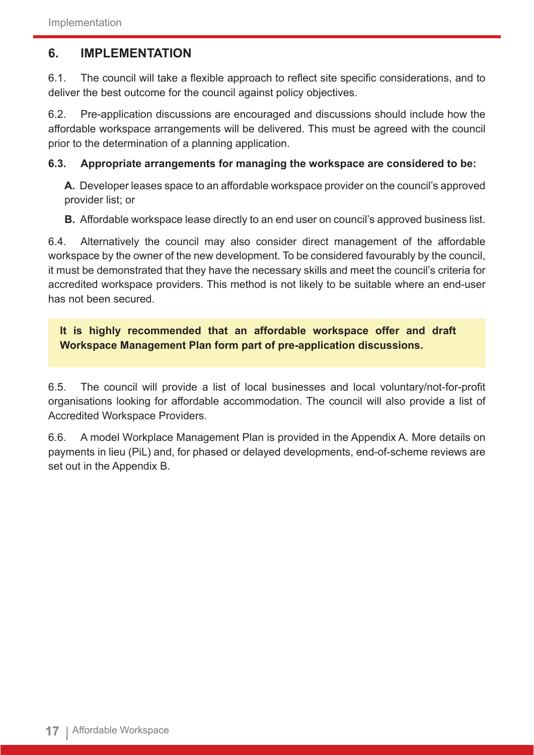## 6. IMPLEMENTATION

6.1. The council will take a flexible approach to reflect site specific considerations, and to deliver the best outcome for the council against policy objectives.

6.2. Pre-application discussions are encouraged and discussions should include how the affordable workspace arrangements will be delivered. This must be agreed with the council prior to the determination of a planning application.

**6.3. Appropriate arrangements for managing the workspace are considered to be:**

**A.** Developer leases space to an affordable workspace provider on the council's approved provider list; or

**B.** Affordable workspace lease directly to an end user on council's approved business list.

6.4. Alternatively the council may also consider direct management of the affordable workspace by the owner of the new development. To be considered favourably by the council, it must be demonstrated that they have the necessary skills and meet the council's criteria for accredited workspace providers. This method is not likely to be suitable where an end-user has not been secured.

**It is highly recommended that an affordable workspace offer and draft Workspace Management Plan form part of pre-application discussions.**

6.5. The council will provide a list of local businesses and local voluntary/not-for-profit organisations looking for affordable accommodation. The council will also provide a list of Accredited Workspace Providers.

6.6. A model Workplace Management Plan is provided in the Appendix A. More details on payments in lieu (PiL) and, for phased or delayed developments, end-of-scheme reviews are set out in the Appendix B.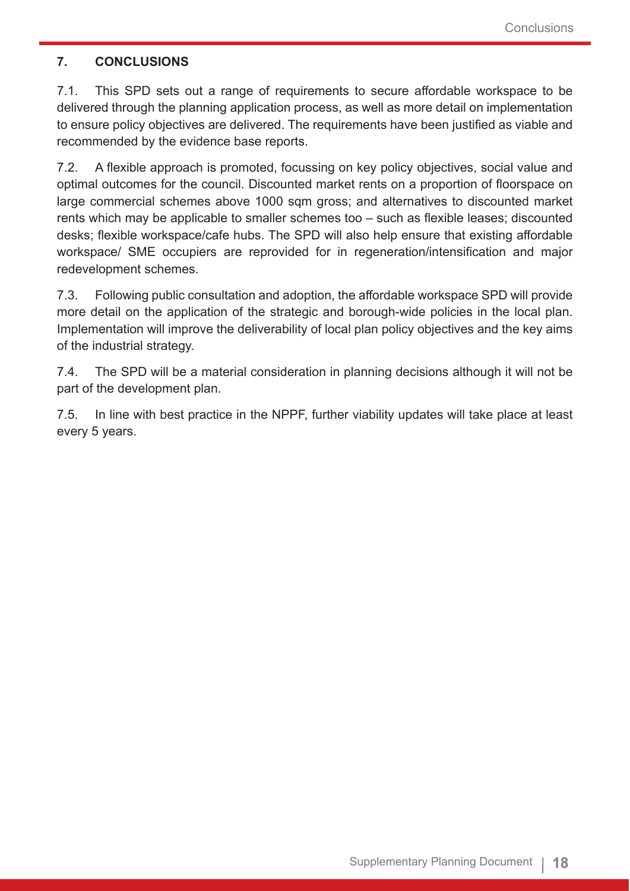## 7. CONCLUSIONS

7.1. This SPD sets out a range of requirements to secure affordable workspace to be delivered through the planning application process, as well as more detail on implementation to ensure policy objectives are delivered. The requirements have been justified as viable and recommended by the evidence base reports.

7.2. A flexible approach is promoted, focussing on key policy objectives, social value and optimal outcomes for the council. Discounted market rents on a proportion of floorspace on large commercial schemes above 1000 sqm gross; and alternatives to discounted market rents which may be applicable to smaller schemes too – such as flexible leases; discounted desks; flexible workspace/cafe hubs. The SPD will also help ensure that existing affordable workspace/ SME occupiers are reprovided for in regeneration/intensification and major redevelopment schemes.

7.3. Following public consultation and adoption, the affordable workspace SPD will provide more detail on the application of the strategic and borough-wide policies in the local plan. Implementation will improve the deliverability of local plan policy objectives and the key aims of the industrial strategy.

7.4. The SPD will be a material consideration in planning decisions although it will not be part of the development plan.

7.5. In line with best practice in the NPPF, further viability updates will take place at least every 5 years.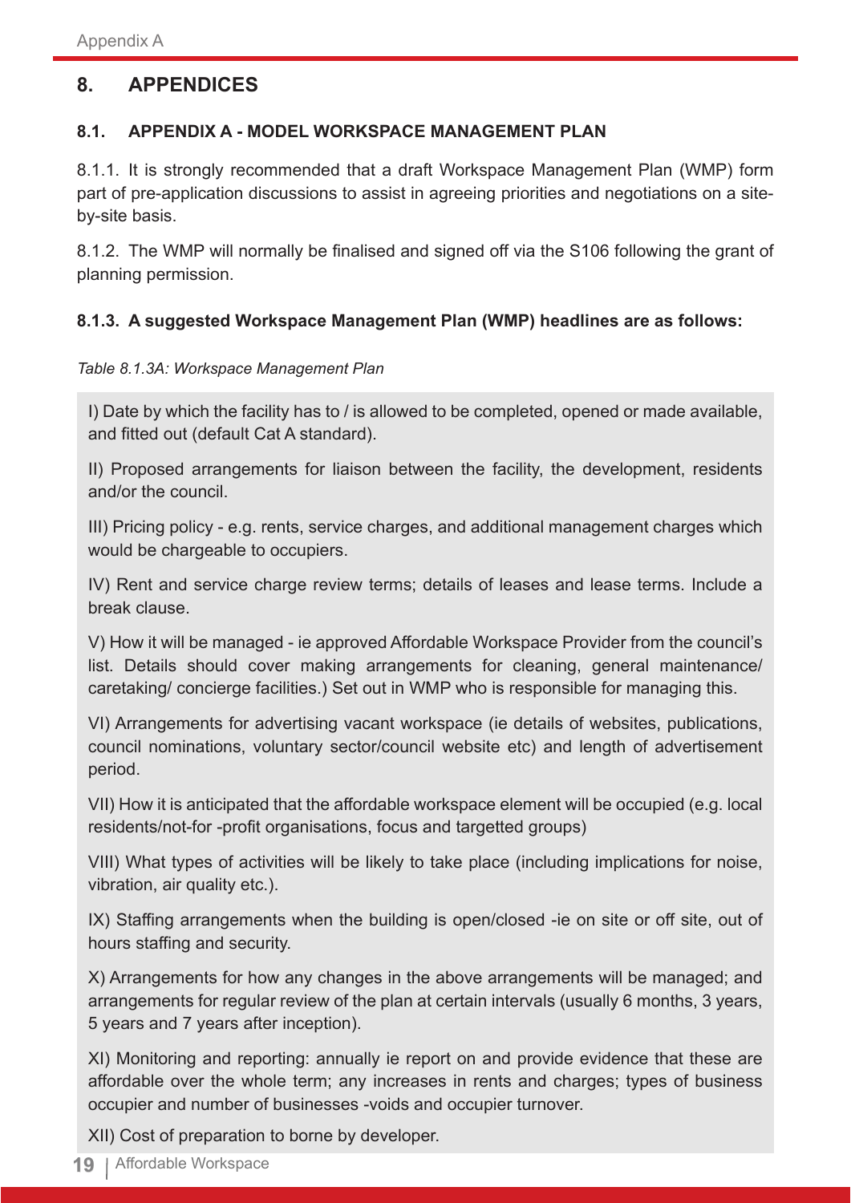## 8. APPENDICES

### 8.1. APPENDIX A - MODEL WORKSPACE MANAGEMENT PLAN

8.1.1. It is strongly recommended that a draft Workspace Management Plan (WMP) form part of pre-application discussions to assist in agreeing priorities and negotiations on a site-by-site basis.

8.1.2. The WMP will normally be finalised and signed off via the S106 following the grant of planning permission.

#### 8.1.3. A suggested Workspace Management Plan (WMP) headlines are as follows:

*Table 8.1.3A: Workspace Management Plan*

I) Date by which the facility has to / is allowed to be completed, opened or made available, and fitted out (default Cat A standard).

II) Proposed arrangements for liaison between the facility, the development, residents and/or the council.

III) Pricing policy - e.g. rents, service charges, and additional management charges which would be chargeable to occupiers.

IV) Rent and service charge review terms; details of leases and lease terms. Include a break clause.

V) How it will be managed - ie approved Affordable Workspace Provider from the council's list. Details should cover making arrangements for cleaning, general maintenance/ caretaking/ concierge facilities.) Set out in WMP who is responsible for managing this.

VI) Arrangements for advertising vacant workspace (ie details of websites, publications, council nominations, voluntary sector/council website etc) and length of advertisement period.

VII) How it is anticipated that the affordable workspace element will be occupied (e.g. local residents/not-for -profit organisations, focus and targetted groups)

VIII) What types of activities will be likely to take place (including implications for noise, vibration, air quality etc.).

IX) Staffing arrangements when the building is open/closed -ie on site or off site, out of hours staffing and security.

X) Arrangements for how any changes in the above arrangements will be managed; and arrangements for regular review of the plan at certain intervals (usually 6 months, 3 years, 5 years and 7 years after inception).

XI) Monitoring and reporting: annually ie report on and provide evidence that these are affordable over the whole term; any increases in rents and charges; types of business occupier and number of businesses -voids and occupier turnover.

XII) Cost of preparation to borne by developer.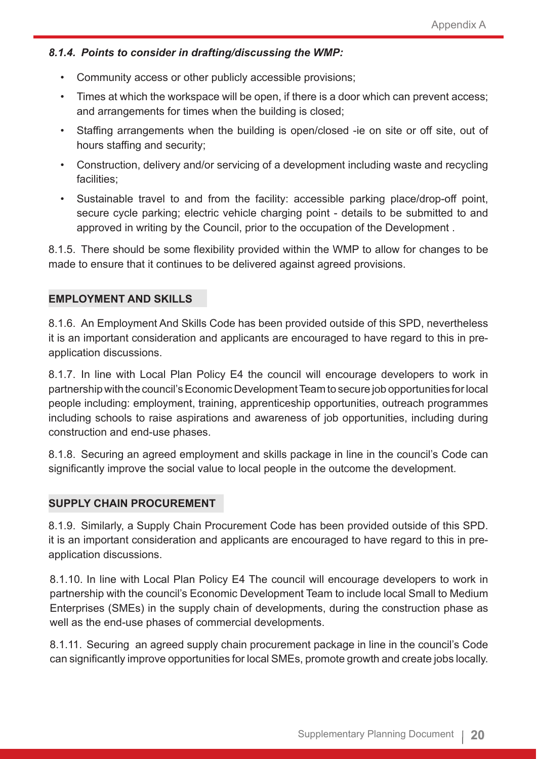### *8.1.4. Points to consider in drafting/discussing the WMP:*

- Community access or other publicly accessible provisions;
- Times at which the workspace will be open, if there is a door which can prevent access; and arrangements for times when the building is closed;
- Staffing arrangements when the building is open/closed -ie on site or off site, out of hours staffing and security;
- Construction, delivery and/or servicing of a development including waste and recycling facilities;
- Sustainable travel to and from the facility: accessible parking place/drop-off point, secure cycle parking; electric vehicle charging point - details to be submitted to and approved in writing by the Council, prior to the occupation of the Development .

8.1.5. There should be some flexibility provided within the WMP to allow for changes to be made to ensure that it continues to be delivered against agreed provisions.

## EMPLOYMENT AND SKILLS

8.1.6. An Employment And Skills Code has been provided outside of this SPD, nevertheless it is an important consideration and applicants are encouraged to have regard to this in pre-application discussions.

8.1.7. In line with Local Plan Policy E4 the council will encourage developers to work in partnership with the council's Economic Development Team to secure job opportunities for local people including: employment, training, apprenticeship opportunities, outreach programmes including schools to raise aspirations and awareness of job opportunities, including during construction and end-use phases.

8.1.8. Securing an agreed employment and skills package in line in the council's Code can significantly improve the social value to local people in the outcome the development.

## SUPPLY CHAIN PROCUREMENT

8.1.9. Similarly, a Supply Chain Procurement Code has been provided outside of this SPD. it is an important consideration and applicants are encouraged to have regard to this in pre-application discussions.

8.1.10. In line with Local Plan Policy E4 The council will encourage developers to work in partnership with the council's Economic Development Team to include local Small to Medium Enterprises (SMEs) in the supply chain of developments, during the construction phase as well as the end-use phases of commercial developments.

8.1.11. Securing an agreed supply chain procurement package in line in the council's Code can significantly improve opportunities for local SMEs, promote growth and create jobs locally.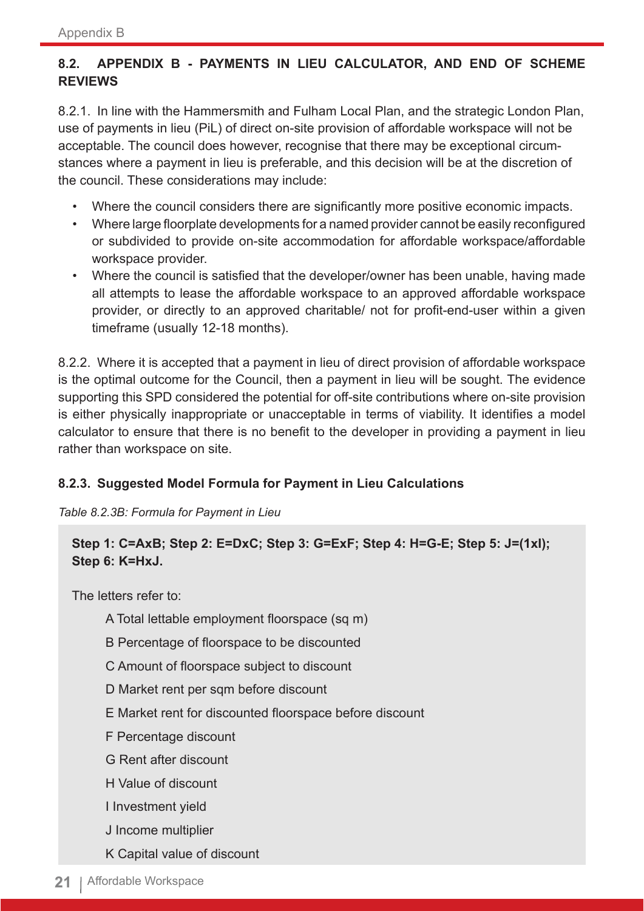## 8.2. APPENDIX B - PAYMENTS IN LIEU CALCULATOR, AND END OF SCHEME REVIEWS

8.2.1. In line with the Hammersmith and Fulham Local Plan, and the strategic London Plan, use of payments in lieu (PiL) of direct on-site provision of affordable workspace will not be acceptable. The council does however, recognise that there may be exceptional circumstances where a payment in lieu is preferable, and this decision will be at the discretion of the council. These considerations may include:

- Where the council considers there are significantly more positive economic impacts.
- Where large floorplate developments for a named provider cannot be easily reconfigured or subdivided to provide on-site accommodation for affordable workspace/affordable workspace provider.
- Where the council is satisfied that the developer/owner has been unable, having made all attempts to lease the affordable workspace to an approved affordable workspace provider, or directly to an approved charitable/ not for profit-end-user within a given timeframe (usually 12-18 months).

8.2.2. Where it is accepted that a payment in lieu of direct provision of affordable workspace is the optimal outcome for the Council, then a payment in lieu will be sought. The evidence supporting this SPD considered the potential for off-site contributions where on-site provision is either physically inappropriate or unacceptable in terms of viability. It identifies a model calculator to ensure that there is no benefit to the developer in providing a payment in lieu rather than workspace on site.

### 8.2.3. Suggested Model Formula for Payment in Lieu Calculations

*Table 8.2.3B: Formula for Payment in Lieu*

**Step 1: C=AxB; Step 2: E=DxC; Step 3: G=ExF; Step 4: H=G-E; Step 5: J=(1xI); Step 6: K=HxJ.**

The letters refer to:

A Total lettable employment floorspace (sq m)

B Percentage of floorspace to be discounted

C Amount of floorspace subject to discount

D Market rent per sqm before discount

E Market rent for discounted floorspace before discount

F Percentage discount

G Rent after discount

H Value of discount

I Investment yield

J Income multiplier

K Capital value of discount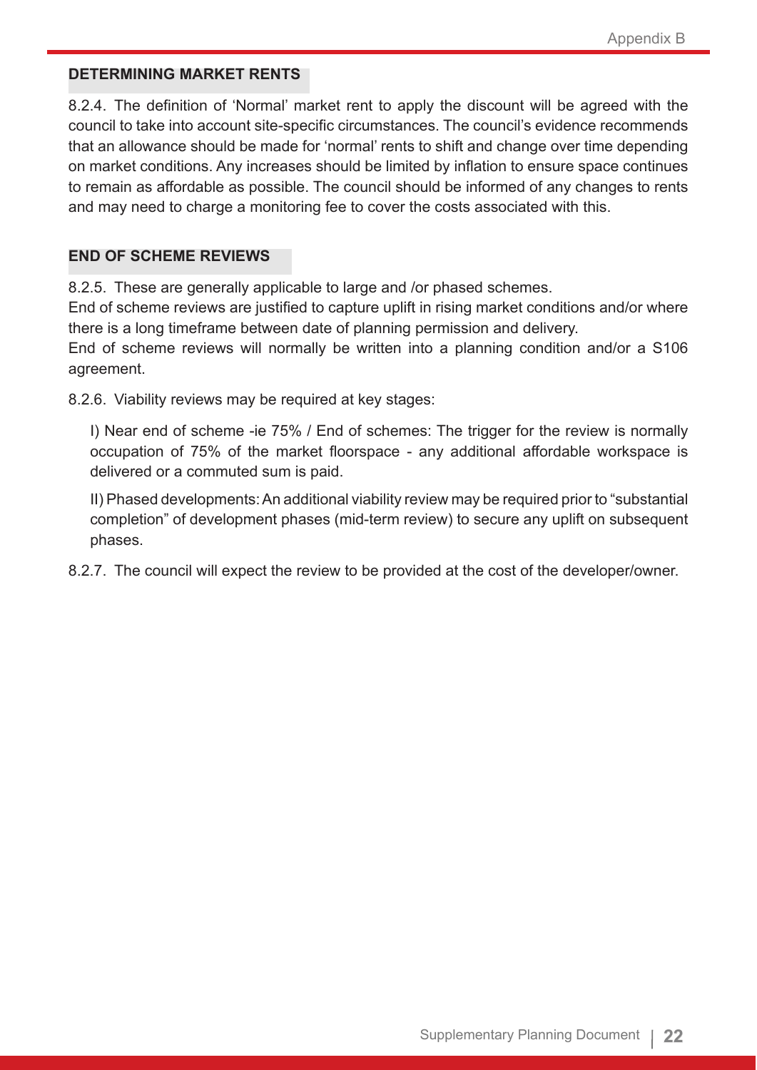### DETERMINING MARKET RENTS

8.2.4. The definition of 'Normal' market rent to apply the discount will be agreed with the council to take into account site-specific circumstances. The council's evidence recommends that an allowance should be made for 'normal' rents to shift and change over time depending on market conditions. Any increases should be limited by inflation to ensure space continues to remain as affordable as possible. The council should be informed of any changes to rents and may need to charge a monitoring fee to cover the costs associated with this.

### END OF SCHEME REVIEWS

8.2.5. These are generally applicable to large and /or phased schemes.
End of scheme reviews are justified to capture uplift in rising market conditions and/or where there is a long timeframe between date of planning permission and delivery.
End of scheme reviews will normally be written into a planning condition and/or a S106 agreement.

8.2.6. Viability reviews may be required at key stages:

I) Near end of scheme -ie 75% / End of schemes: The trigger for the review is normally occupation of 75% of the market floorspace - any additional affordable workspace is delivered or a commuted sum is paid.

II) Phased developments: An additional viability review may be required prior to "substantial completion" of development phases (mid-term review) to secure any uplift on subsequent phases.

8.2.7. The council will expect the review to be provided at the cost of the developer/owner.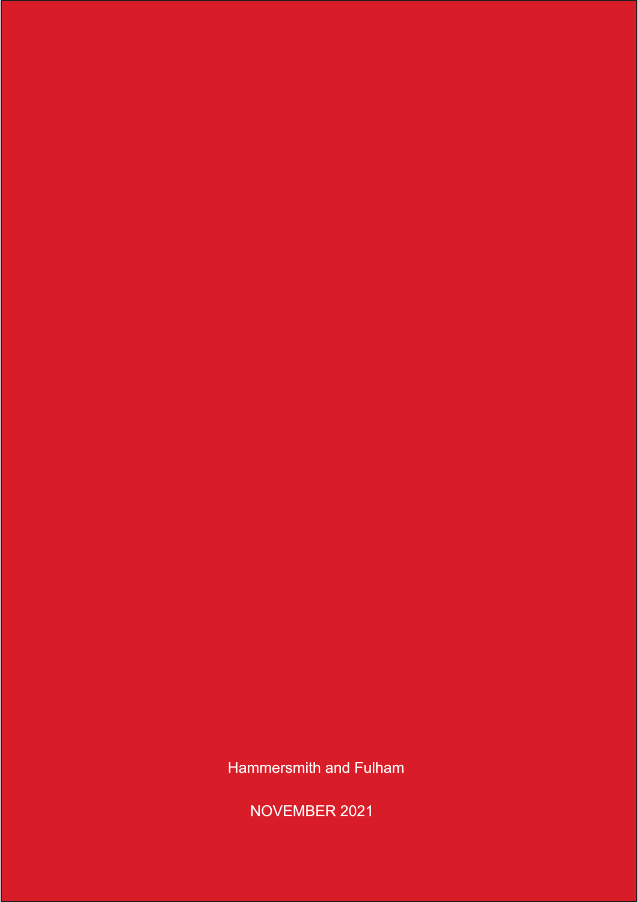Hammersmith and Fulham

NOVEMBER 2021